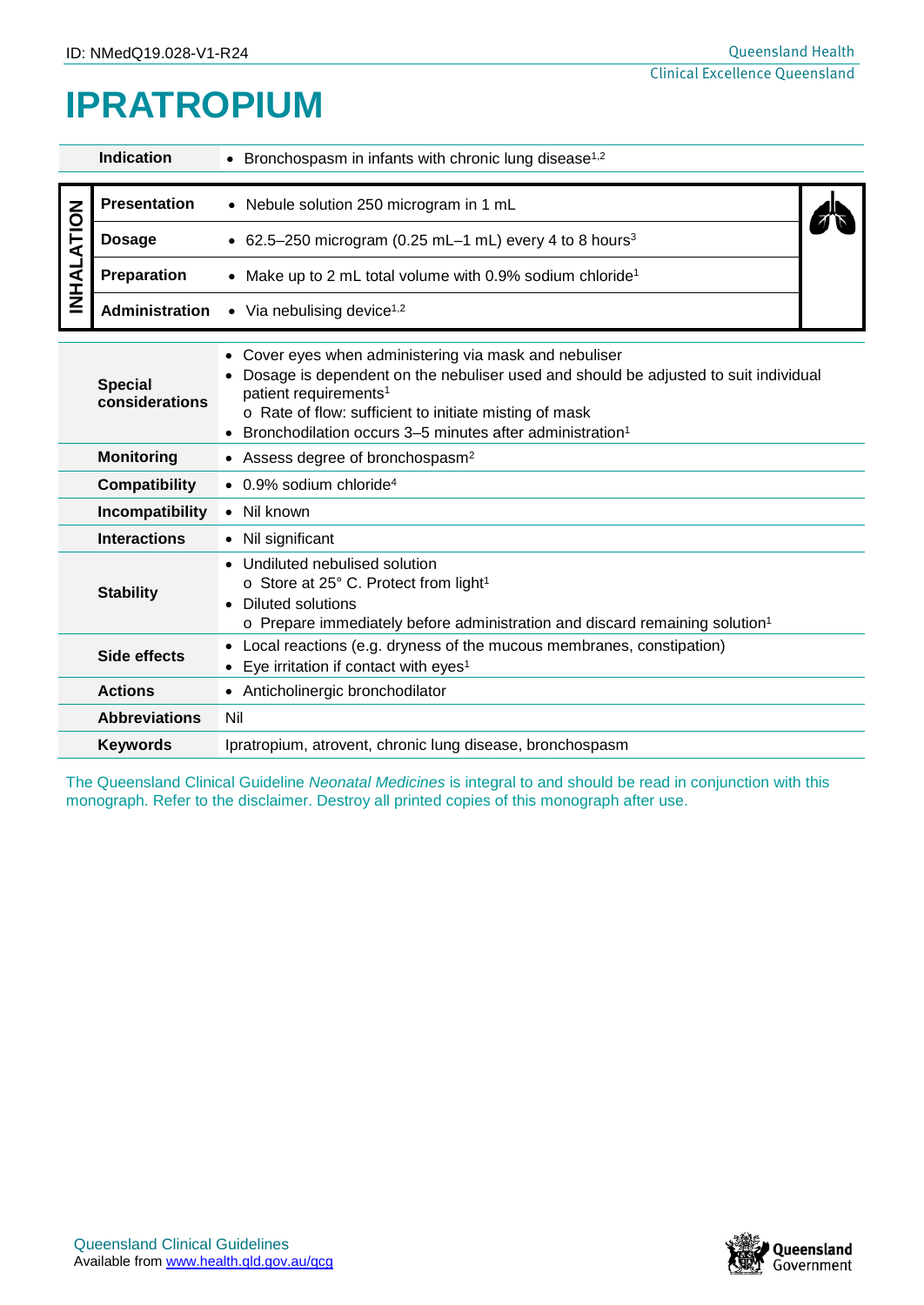ID: NMedQ19.028-V1-R24

# IPRATROPIUM

| | |
|---|---|
| **Indication** | • Bronchospasm in infants with chronic lung disease[1,2] |

| INHALATION | | |
|---|---|---|
| **Presentation** | • Nebule solution 250 microgram in 1 mL | |
| **Dosage** | • 62.5–250 microgram (0.25 mL–1 mL) every 4 to 8 hours[3] | |
| **Preparation** | • Make up to 2 mL total volume with 0.9% sodium chloride[1] | |
| **Administration** | • Via nebulising device[1,2] | |

| | |
|---|---|
| **Special considerations** | • Cover eyes when administering via mask and nebuliser<br>• Dosage is dependent on the nebuliser used and should be adjusted to suit individual patient requirements[1]<br>  o Rate of flow: sufficient to initiate misting of mask<br>• Bronchodilation occurs 3–5 minutes after administration[1] |
| **Monitoring** | • Assess degree of bronchospasm[2] |
| **Compatibility** | • 0.9% sodium chloride[4] |
| **Incompatibility** | • Nil known |
| **Interactions** | • Nil significant |
| **Stability** | • Undiluted nebulised solution<br>  o Store at 25° C. Protect from light[1]<br>• Diluted solutions<br>  o Prepare immediately before administration and discard remaining solution[1] |
| **Side effects** | • Local reactions (e.g. dryness of the mucous membranes, constipation)<br>• Eye irritation if contact with eyes[1] |
| **Actions** | • Anticholinergic bronchodilator |
| **Abbreviations** | Nil |
| **Keywords** | Ipratropium, atrovent, chronic lung disease, bronchospasm |

The Queensland Clinical Guideline *Neonatal Medicines* is integral to and should be read in conjunction with this monograph. Refer to the disclaimer. Destroy all printed copies of this monograph after use.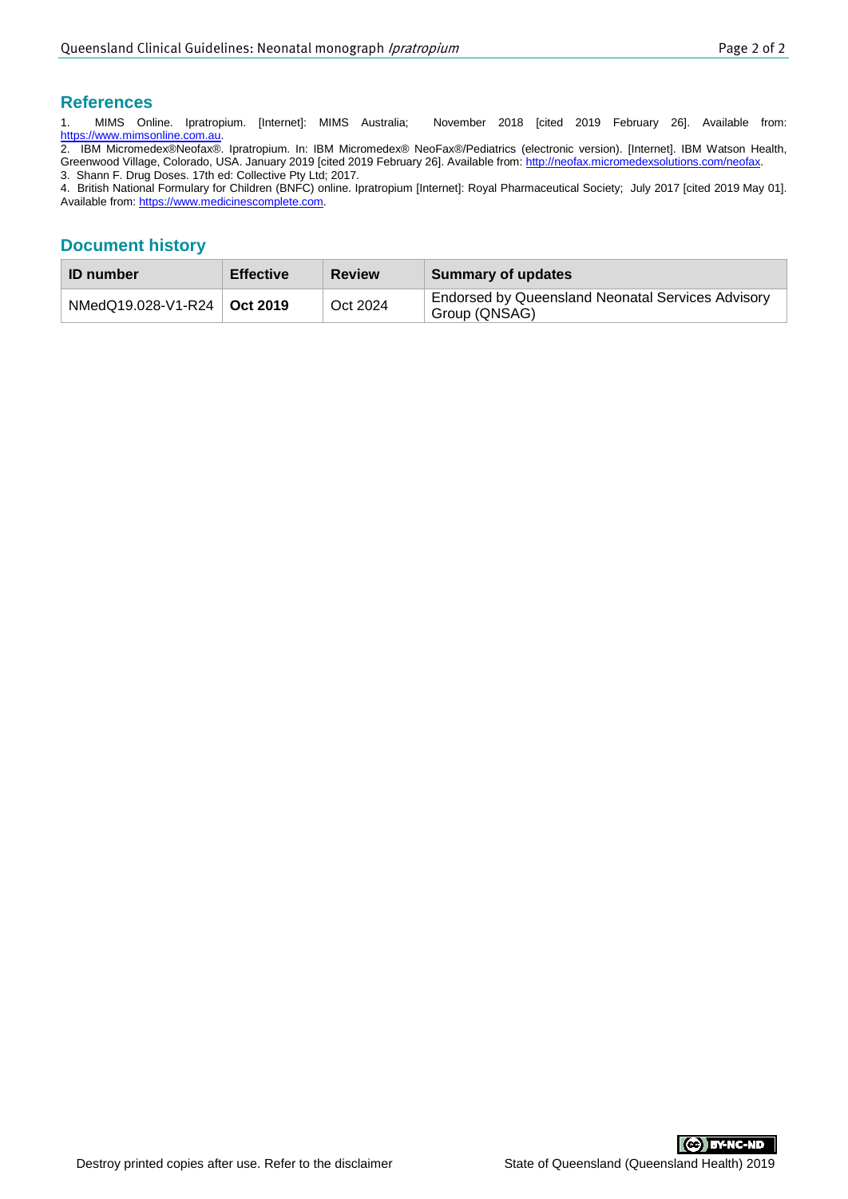## References

1. MIMS Online. Ipratropium. [Internet]: MIMS Australia; November 2018 [cited 2019 February 26]. Available from: https://www.mimsonline.com.au.
2. IBM Micromedex®Neofax®. Ipratropium. In: IBM Micromedex® NeoFax®/Pediatrics (electronic version). [Internet]. IBM Watson Health, Greenwood Village, Colorado, USA. January 2019 [cited 2019 February 26]. Available from: http://neofax.micromedexsolutions.com/neofax.
3. Shann F. Drug Doses. 17th ed: Collective Pty Ltd; 2017.
4. British National Formulary for Children (BNFC) online. Ipratropium [Internet]: Royal Pharmaceutical Society; July 2017 [cited 2019 May 01]. Available from: https://www.medicinescomplete.com.

## Document history

| ID number | Effective | Review | Summary of updates |
|---|---|---|---|
| NMedQ19.028-V1-R24 | **Oct 2019** | Oct 2024 | Endorsed by Queensland Neonatal Services Advisory Group (QNSAG) |

Destroy printed copies after use. Refer to the disclaimer

State of Queensland (Queensland Health) 2019